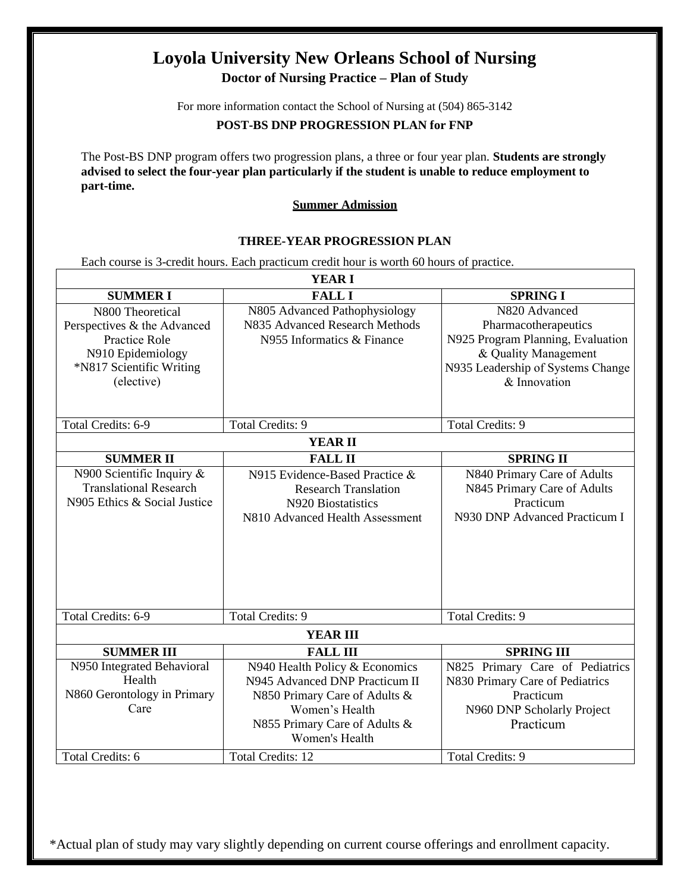# Loyola University New Orleans School of Nursing

**Doctor of Nursing Practice – Plan of Study**

For more information contact the School of Nursing at (504) 865-3142

**POST-BS DNP PROGRESSION PLAN for FNP**

The Post-BS DNP program offers two progression plans, a three or four year plan. **Students are strongly advised to select the four-year plan particularly if the student is unable to reduce employment to part-time.**

**Summer Admission**

**THREE-YEAR PROGRESSION PLAN**

Each course is 3-credit hours. Each practicum credit hour is worth 60 hours of practice.

| **YEAR I** | | |
|---|---|---|
| **SUMMER I** | **FALL I** | **SPRING I** |
| N800 Theoretical Perspectives & the Advanced Practice Role<br>N910 Epidemiology<br>*N817 Scientific Writing (elective) | N805 Advanced Pathophysiology<br>N835 Advanced Research Methods<br>N955 Informatics & Finance | N820 Advanced Pharmacotherapeutics<br>N925 Program Planning, Evaluation & Quality Management<br>N935 Leadership of Systems Change & Innovation |
| Total Credits: 6-9 | Total Credits: 9 | Total Credits: 9 |
| **YEAR II** | | |
| **SUMMER II** | **FALL II** | **SPRING II** |
| N900 Scientific Inquiry & Translational Research<br>N905 Ethics & Social Justice | N915 Evidence-Based Practice & Research Translation<br>N920 Biostatistics<br>N810 Advanced Health Assessment | N840 Primary Care of Adults<br>N845 Primary Care of Adults Practicum<br>N930 DNP Advanced Practicum I |
| Total Credits: 6-9 | Total Credits: 9 | Total Credits: 9 |
| **YEAR III** | | |
| **SUMMER III** | **FALL III** | **SPRING III** |
| N950 Integrated Behavioral Health<br>N860 Gerontology in Primary Care | N940 Health Policy & Economics<br>N945 Advanced DNP Practicum II<br>N850 Primary Care of Adults & Women's Health<br>N855 Primary Care of Adults & Women's Health | N825 Primary Care of Pediatrics<br>N830 Primary Care of Pediatrics Practicum<br>N960 DNP Scholarly Project Practicum |
| Total Credits: 6 | Total Credits: 12 | Total Credits: 9 |

*Actual plan of study may vary slightly depending on current course offerings and enrollment capacity.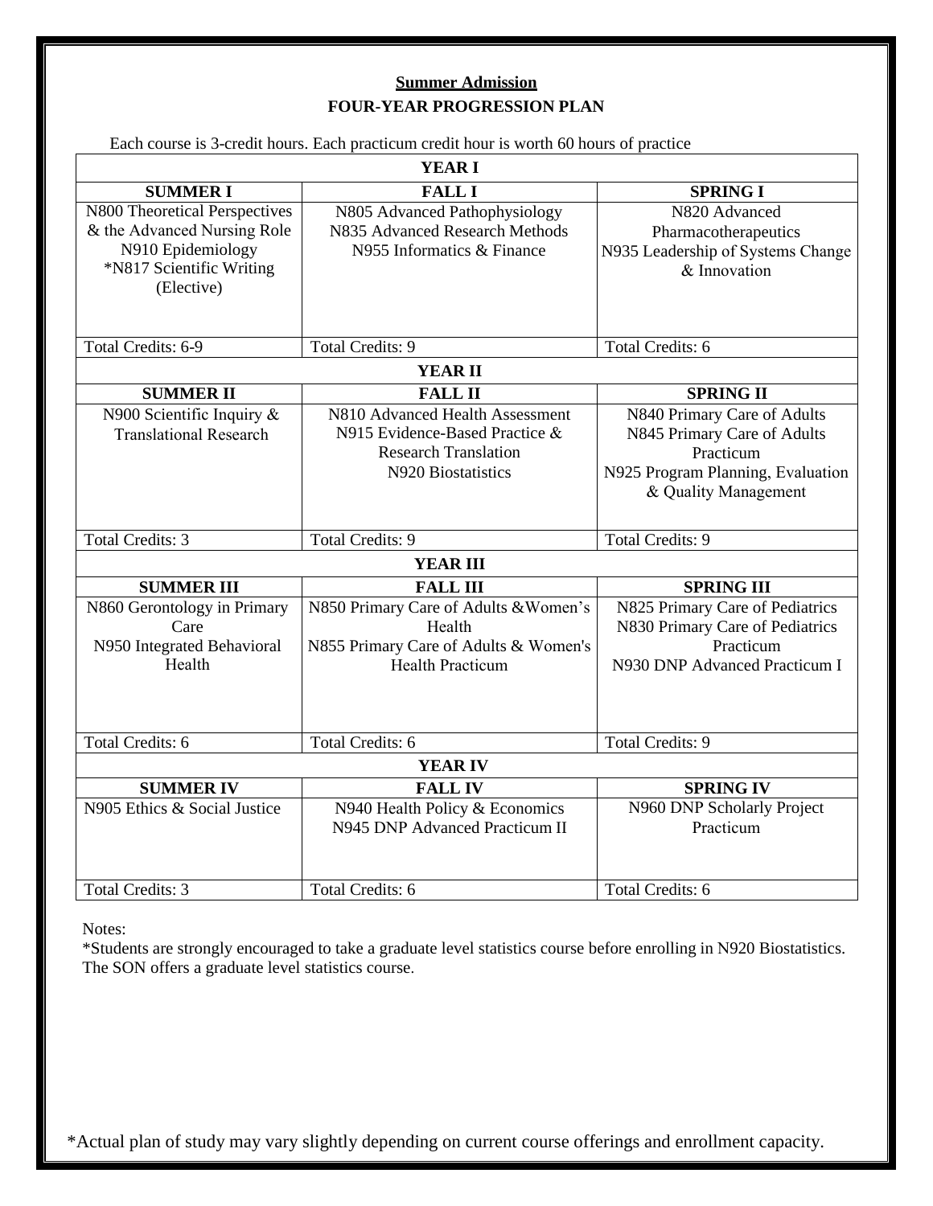**Summer Admission**

**FOUR-YEAR PROGRESSION PLAN**

Each course is 3-credit hours. Each practicum credit hour is worth 60 hours of practice

| **YEAR I** | | |
|---|---|---|
| **SUMMER I** | **FALL I** | **SPRING I** |
| N800 Theoretical Perspectives & the Advanced Nursing Role<br>N910 Epidemiology<br>*N817 Scientific Writing (Elective) | N805 Advanced Pathophysiology<br>N835 Advanced Research Methods<br>N955 Informatics & Finance | N820 Advanced Pharmacotherapeutics<br>N935 Leadership of Systems Change & Innovation |
| Total Credits: 6-9 | Total Credits: 9 | Total Credits: 6 |
| **YEAR II** | | |
| **SUMMER II** | **FALL II** | **SPRING II** |
| N900 Scientific Inquiry & Translational Research | N810 Advanced Health Assessment<br>N915 Evidence-Based Practice & Research Translation<br>N920 Biostatistics | N840 Primary Care of Adults<br>N845 Primary Care of Adults Practicum<br>N925 Program Planning, Evaluation & Quality Management |
| Total Credits: 3 | Total Credits: 9 | Total Credits: 9 |
| **YEAR III** | | |
| **SUMMER III** | **FALL III** | **SPRING III** |
| N860 Gerontology in Primary Care<br>N950 Integrated Behavioral Health | N850 Primary Care of Adults &Women's Health<br>N855 Primary Care of Adults & Women's Health Practicum | N825 Primary Care of Pediatrics<br>N830 Primary Care of Pediatrics Practicum<br>N930 DNP Advanced Practicum I |
| Total Credits: 6 | Total Credits: 6 | Total Credits: 9 |
| **YEAR IV** | | |
| **SUMMER IV** | **FALL IV** | **SPRING IV** |
| N905 Ethics & Social Justice | N940 Health Policy & Economics<br>N945 DNP Advanced Practicum II | N960 DNP Scholarly Project Practicum |
| Total Credits: 3 | Total Credits: 6 | Total Credits: 6 |

Notes:

*Students are strongly encouraged to take a graduate level statistics course before enrolling in N920 Biostatistics. The SON offers a graduate level statistics course.

*Actual plan of study may vary slightly depending on current course offerings and enrollment capacity.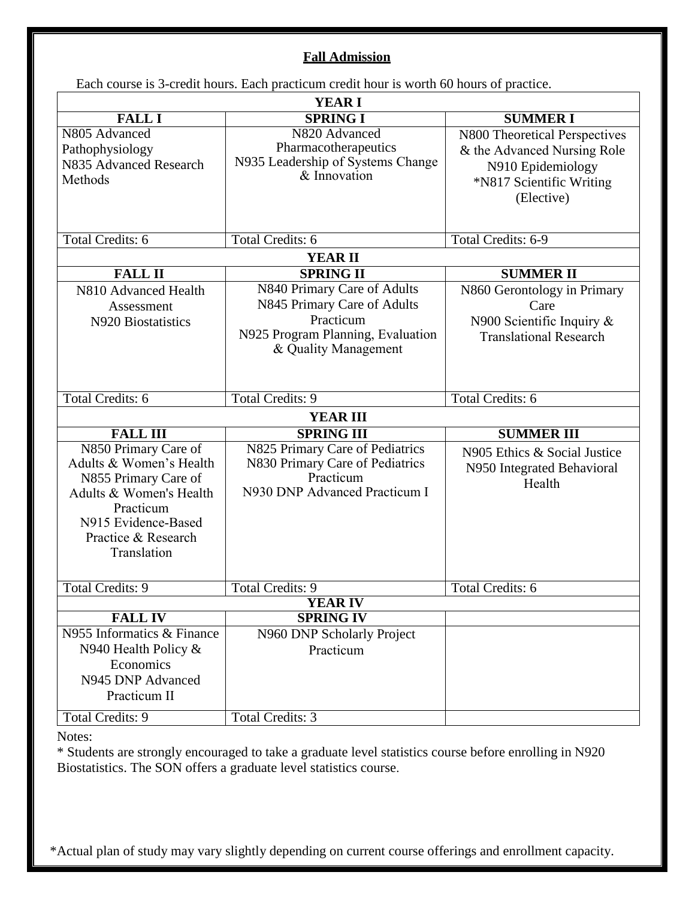## Fall Admission

Each course is 3-credit hours. Each practicum credit hour is worth 60 hours of practice.

| YEAR I | | |
|---|---|---|
| **FALL I** | **SPRING I** | **SUMMER I** |
| N805 Advanced Pathophysiology<br>N835 Advanced Research Methods | N820 Advanced Pharmacotherapeutics<br>N935 Leadership of Systems Change & Innovation | N800 Theoretical Perspectives & the Advanced Nursing Role<br>N910 Epidemiology<br>*N817 Scientific Writing (Elective) |
| Total Credits: 6 | Total Credits: 6 | Total Credits: 6-9 |
| **YEAR II** | | |
| **FALL II** | **SPRING II** | **SUMMER II** |
| N810 Advanced Health Assessment<br>N920 Biostatistics | N840 Primary Care of Adults<br>N845 Primary Care of Adults Practicum<br>N925 Program Planning, Evaluation & Quality Management | N860 Gerontology in Primary Care<br>N900 Scientific Inquiry & Translational Research |
| Total Credits: 6 | Total Credits: 9 | Total Credits: 6 |
| **YEAR III** | | |
| **FALL III** | **SPRING III** | **SUMMER III** |
| N850 Primary Care of Adults & Women's Health<br>N855 Primary Care of Adults & Women's Health Practicum<br>N915 Evidence-Based Practice & Research Translation | N825 Primary Care of Pediatrics<br>N830 Primary Care of Pediatrics Practicum<br>N930 DNP Advanced Practicum I | N905 Ethics & Social Justice<br>N950 Integrated Behavioral Health |
| Total Credits: 9 | Total Credits: 9 | Total Credits: 6 |
| **YEAR IV** | | |
| **FALL IV** | **SPRING IV** | |
| N955 Informatics & Finance<br>N940 Health Policy & Economics<br>N945 DNP Advanced Practicum II | N960 DNP Scholarly Project Practicum | |
| Total Credits: 9 | Total Credits: 3 | |

Notes:

* Students are strongly encouraged to take a graduate level statistics course before enrolling in N920 Biostatistics. The SON offers a graduate level statistics course.

*Actual plan of study may vary slightly depending on current course offerings and enrollment capacity.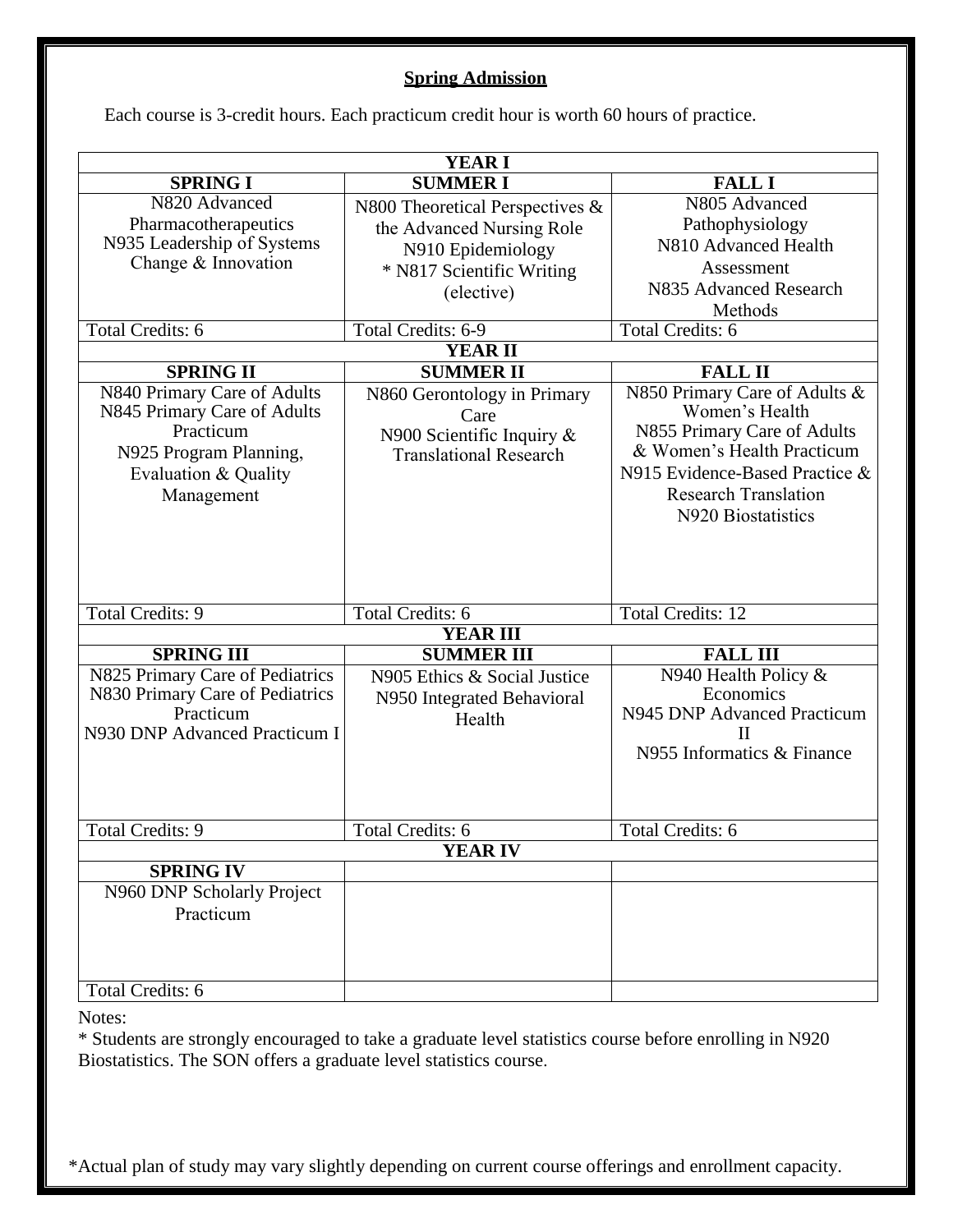**Spring Admission**

Each course is 3-credit hours. Each practicum credit hour is worth 60 hours of practice.

| | | |
|---|---|---|
| **YEAR I** | | |
| **SPRING I** | **SUMMER I** | **FALL I** |
| N820 Advanced Pharmacotherapeutics<br>N935 Leadership of Systems Change & Innovation | N800 Theoretical Perspectives & the Advanced Nursing Role<br>N910 Epidemiology<br>* N817 Scientific Writing (elective) | N805 Advanced Pathophysiology<br>N810 Advanced Health Assessment<br>N835 Advanced Research Methods |
| Total Credits: 6 | Total Credits: 6-9 | Total Credits: 6 |
| **YEAR II** | | |
| **SPRING II** | **SUMMER II** | **FALL II** |
| N840 Primary Care of Adults<br>N845 Primary Care of Adults Practicum<br>N925 Program Planning, Evaluation & Quality Management | N860 Gerontology in Primary Care<br>N900 Scientific Inquiry & Translational Research | N850 Primary Care of Adults & Women's Health<br>N855 Primary Care of Adults & Women's Health Practicum<br>N915 Evidence-Based Practice & Research Translation<br>N920 Biostatistics |
| Total Credits: 9 | Total Credits: 6 | Total Credits: 12 |
| **YEAR III** | | |
| **SPRING III** | **SUMMER III** | **FALL III** |
| N825 Primary Care of Pediatrics<br>N830 Primary Care of Pediatrics Practicum<br>N930 DNP Advanced Practicum I | N905 Ethics & Social Justice<br>N950 Integrated Behavioral Health | N940 Health Policy & Economics<br>N945 DNP Advanced Practicum II<br>N955 Informatics & Finance |
| Total Credits: 9 | Total Credits: 6 | Total Credits: 6 |
| **YEAR IV** | | |
| **SPRING IV** | | |
| N960 DNP Scholarly Project Practicum | | |
| Total Credits: 6 | | |

Notes:

* Students are strongly encouraged to take a graduate level statistics course before enrolling in N920 Biostatistics. The SON offers a graduate level statistics course.

*Actual plan of study may vary slightly depending on current course offerings and enrollment capacity.